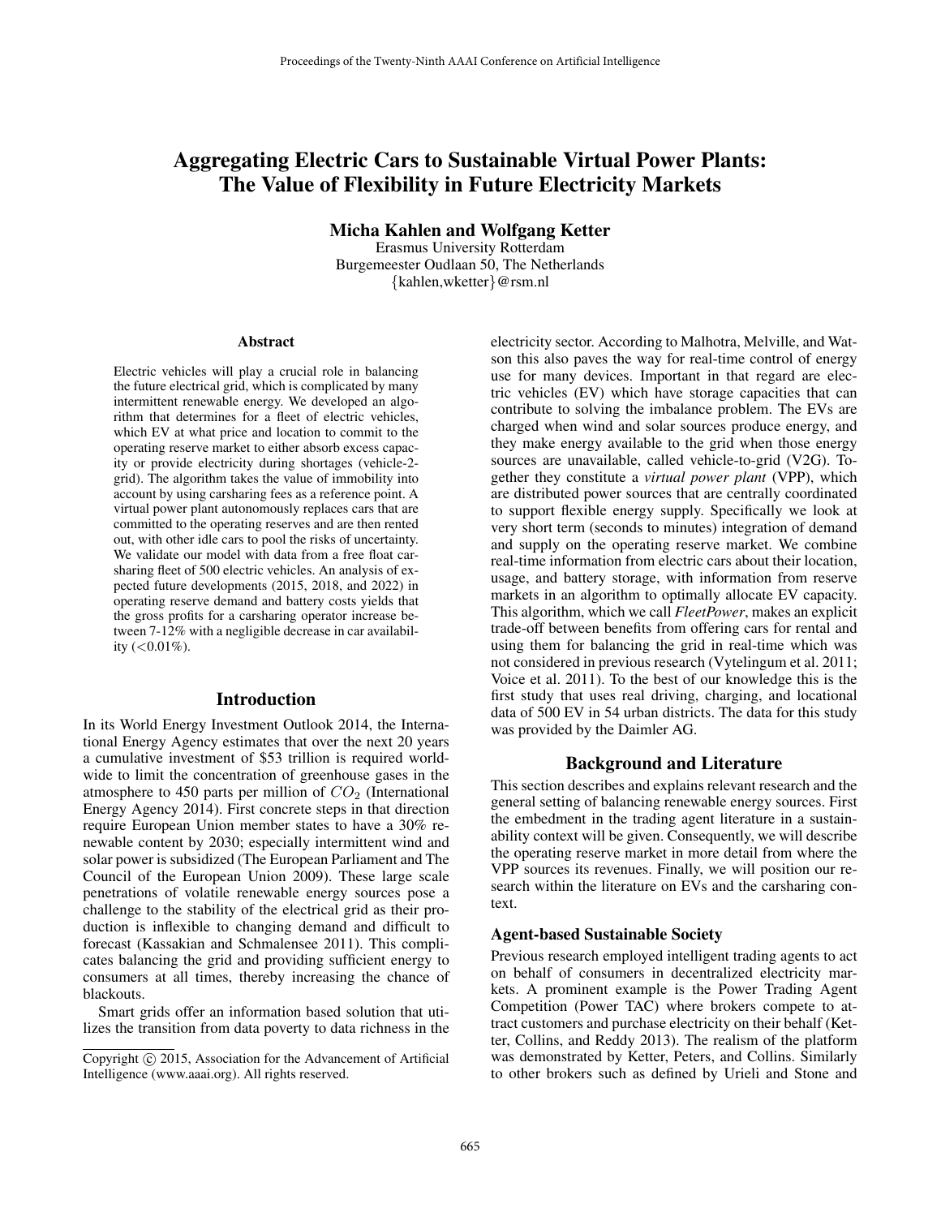# Aggregating Electric Cars to Sustainable Virtual Power Plants: The Value of Flexibility in Future Electricity Markets

**Micha Kahlen and Wolfgang Ketter**

Erasmus University Rotterdam
Burgemeester Oudlaan 50, The Netherlands
{kahlen,wketter}@rsm.nl

## Abstract

Electric vehicles will play a crucial role in balancing the future electrical grid, which is complicated by many intermittent renewable energy. We developed an algorithm that determines for a fleet of electric vehicles, which EV at what price and location to commit to the operating reserve market to either absorb excess capacity or provide electricity during shortages (vehicle-2-grid). The algorithm takes the value of immobility into account by using carsharing fees as a reference point. A virtual power plant autonomously replaces cars that are committed to the operating reserves and are then rented out, with other idle cars to pool the risks of uncertainty. We validate our model with data from a free float carsharing fleet of 500 electric vehicles. An analysis of expected future developments (2015, 2018, and 2022) in operating reserve demand and battery costs yields that the gross profits for a carsharing operator increase between 7-12% with a negligible decrease in car availability (<0.01%).

## Introduction

In its World Energy Investment Outlook 2014, the International Energy Agency estimates that over the next 20 years a cumulative investment of $53 trillion is required worldwide to limit the concentration of greenhouse gases in the atmosphere to 450 parts per million of $CO_2$ (International Energy Agency 2014). First concrete steps in that direction require European Union member states to have a 30% renewable content by 2030; especially intermittent wind and solar power is subsidized (The European Parliament and The Council of the European Union 2009). These large scale penetrations of volatile renewable energy sources pose a challenge to the stability of the electrical grid as their production is inflexible to changing demand and difficult to forecast (Kassakian and Schmalensee 2011). This complicates balancing the grid and providing sufficient energy to consumers at all times, thereby increasing the chance of blackouts.

Smart grids offer an information based solution that utilizes the transition from data poverty to data richness in the electricity sector. According to Malhotra, Melville, and Watson this also paves the way for real-time control of energy use for many devices. Important in that regard are electric vehicles (EV) which have storage capacities that can contribute to solving the imbalance problem. The EVs are charged when wind and solar sources produce energy, and they make energy available to the grid when those energy sources are unavailable, called vehicle-to-grid (V2G). Together they constitute a *virtual power plant* (VPP), which are distributed power sources that are centrally coordinated to support flexible energy supply. Specifically we look at very short term (seconds to minutes) integration of demand and supply on the operating reserve market. We combine real-time information from electric cars about their location, usage, and battery storage, with information from reserve markets in an algorithm to optimally allocate EV capacity. This algorithm, which we call *FleetPower*, makes an explicit trade-off between benefits from offering cars for rental and using them for balancing the grid in real-time which was not considered in previous research (Vytelingum et al. 2011; Voice et al. 2011). To the best of our knowledge this is the first study that uses real driving, charging, and locational data of 500 EV in 54 urban districts. The data for this study was provided by the Daimler AG.

## Background and Literature

This section describes and explains relevant research and the general setting of balancing renewable energy sources. First the embedment in the trading agent literature in a sustainability context will be given. Consequently, we will describe the operating reserve market in more detail from where the VPP sources its revenues. Finally, we will position our research within the literature on EVs and the carsharing context.

### Agent-based Sustainable Society

Previous research employed intelligent trading agents to act on behalf of consumers in decentralized electricity markets. A prominent example is the Power Trading Agent Competition (Power TAC) where brokers compete to attract customers and purchase electricity on their behalf (Ketter, Collins, and Reddy 2013). The realism of the platform was demonstrated by Ketter, Peters, and Collins. Similarly to other brokers such as defined by Urieli and Stone and

Copyright © 2015, Association for the Advancement of Artificial Intelligence (www.aaai.org). All rights reserved.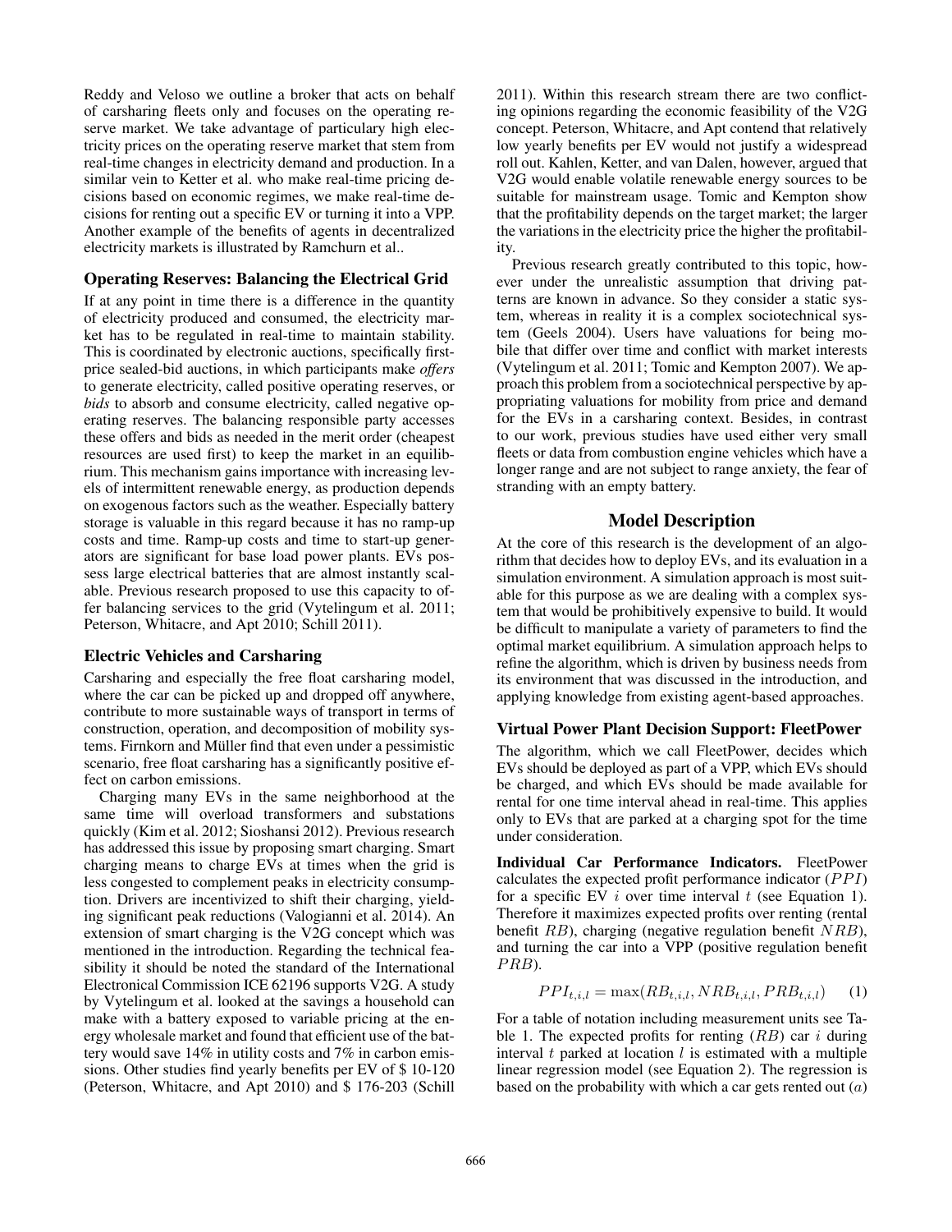Reddy and Veloso we outline a broker that acts on behalf of carsharing fleets only and focuses on the operating reserve market. We take advantage of particular high electricity prices on the operating reserve market that stem from real-time changes in electricity demand and production. In a similar vein to Ketter et al. who make real-time pricing decisions based on economic regimes, we make real-time decisions for renting out a specific EV or turning it into a VPP. Another example of the benefits of agents in decentralized electricity markets is illustrated by Ramchurn et al..

### Operating Reserves: Balancing the Electrical Grid

If at any point in time there is a difference in the quantity of electricity produced and consumed, the electricity market has to be regulated in real-time to maintain stability. This is coordinated by electronic auctions, specifically first-price sealed-bid auctions, in which participants make *offers* to generate electricity, called positive operating reserves, or *bids* to absorb and consume electricity, called negative operating reserves. The balancing responsible party accesses these offers and bids as needed in the merit order (cheapest resources are used first) to keep the market in an equilibrium. This mechanism gains importance with increasing levels of intermittent renewable energy, as production depends on exogenous factors such as the weather. Especially battery storage is valuable in this regard because it has no ramp-up costs and time. Ramp-up costs and time to start-up generators are significant for base load power plants. EVs possess large electrical batteries that are almost instantly scalable. Previous research proposed to use this capacity to offer balancing services to the grid (Vytelingum et al. 2011; Peterson, Whitacre, and Apt 2010; Schill 2011).

### Electric Vehicles and Carsharing

Carsharing and especially the free float carsharing model, where the car can be picked up and dropped off anywhere, contribute to more sustainable ways of transport in terms of construction, operation, and decomposition of mobility systems. Firnkorn and Müller find that even under a pessimistic scenario, free float carsharing has a significantly positive effect on carbon emissions.

Charging many EVs in the same neighborhood at the same time will overload transformers and substations quickly (Kim et al. 2012; Sioshansi 2012). Previous research has addressed this issue by proposing smart charging. Smart charging means to charge EVs at times when the grid is less congested to complement peaks in electricity consumption. Drivers are incentivized to shift their charging, yielding significant peak reductions (Valogianni et al. 2014). An extension of smart charging is the V2G concept which was mentioned in the introduction. Regarding the technical feasibility it should be noted the standard of the International Electronical Commission ICE 62196 supports V2G. A study by Vytelingum et al. looked at the savings a household can make with a battery exposed to variable pricing at the energy wholesale market and found that efficient use of the battery would save 14% in utility costs and 7% in carbon emissions. Other studies find yearly benefits per EV of \$ 10-120 (Peterson, Whitacre, and Apt 2010) and \$ 176-203 (Schill 2011). Within this research stream there are two conflicting opinions regarding the economic feasibility of the V2G concept. Peterson, Whitacre, and Apt contend that relatively low yearly benefits per EV would not justify a widespread roll out. Kahlen, Ketter, and van Dalen, however, argued that V2G would enable volatile renewable energy sources to be suitable for mainstream usage. Tomic and Kempton show that the profitability depends on the target market; the larger the variations in the electricity price the higher the profitability.

Previous research greatly contributed to this topic, however under the unrealistic assumption that driving patterns are known in advance. So they consider a static system, whereas in reality it is a complex sociotechnical system (Geels 2004). Users have valuations for being mobile that differ over time and conflict with market interests (Vytelingum et al. 2011; Tomic and Kempton 2007). We approach this problem from a sociotechnical perspective by appropriating valuations for mobility from price and demand for the EVs in a carsharing context. Besides, in contrast to our work, previous studies have used either very small fleets or data from combustion engine vehicles which have a longer range and are not subject to range anxiety, the fear of stranding with an empty battery.

## Model Description

At the core of this research is the development of an algorithm that decides how to deploy EVs, and its evaluation in a simulation environment. A simulation approach is most suitable for this purpose as we are dealing with a complex system that would be prohibitively expensive to build. It would be difficult to manipulate a variety of parameters to find the optimal market equilibrium. A simulation approach helps to refine the algorithm, which is driven by business needs from its environment that was discussed in the introduction, and applying knowledge from existing agent-based approaches.

### Virtual Power Plant Decision Support: FleetPower

The algorithm, which we call FleetPower, decides which EVs should be deployed as part of a VPP, which EVs should be charged, and which EVs should be made available for rental for one time interval ahead in real-time. This applies only to EVs that are parked at a charging spot for the time under consideration.

**Individual Car Performance Indicators.** FleetPower calculates the expected profit performance indicator ($PPI$) for a specific EV $i$ over time interval $t$ (see Equation 1). Therefore it maximizes expected profits over renting (rental benefit $RB$), charging (negative regulation benefit $NRB$), and turning the car into a VPP (positive regulation benefit $PRB$).

$$PPI_{t,i,l} = \max(RB_{t,i,l}, NRB_{t,i,l}, PRB_{t,i,l}) \qquad (1)$$

For a table of notation including measurement units see Table 1. The expected profits for renting ($RB$) car $i$ during interval $t$ parked at location $l$ is estimated with a multiple linear regression model (see Equation 2). The regression is based on the probability with which a car gets rented out ($a$)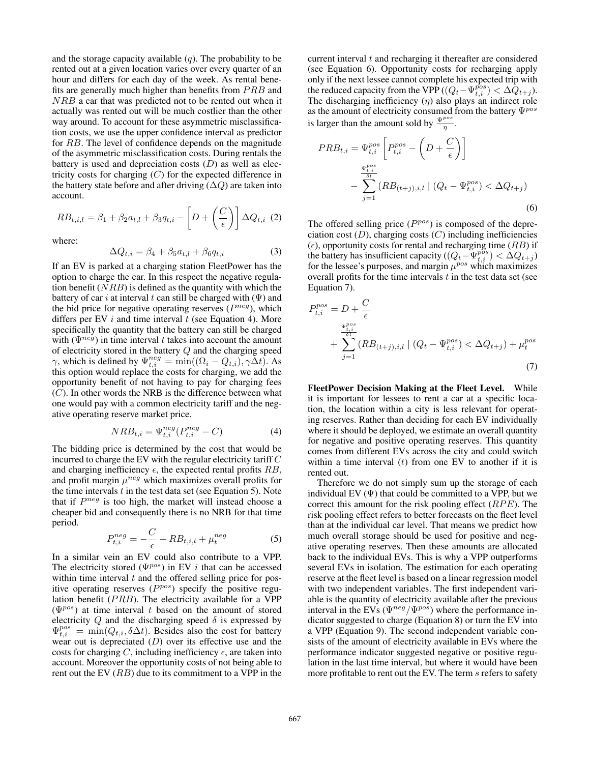and the storage capacity available ($q$). The probability to be rented out at a given location varies over every quarter of an hour and differs for each day of the week. As rental benefits are generally much higher than benefits from $PRB$ and $NRB$ a car that was predicted not to be rented out when it actually was rented out will be much costlier than the other way around. To account for these asymmetric misclassification costs, we use the upper confidence interval as predictor for $RB$. The level of confidence depends on the magnitude of the asymmetric misclassification costs. During rentals the battery is used and depreciation costs ($D$) as well as electricity costs for charging ($C$) for the expected difference in the battery state before and after driving ($\Delta Q$) are taken into account.

$$RB_{t,i,l} = \beta_1 + \beta_2 a_{t,l} + \beta_3 q_{t,i} - \left[D + \left(\frac{C}{\epsilon}\right)\right] \Delta Q_{t,i} \quad (2)$$

where:

$$\Delta Q_{t,i} = \beta_4 + \beta_5 a_{t,l} + \beta_6 q_{t,i} \quad (3)$$

If an EV is parked at a charging station FleetPower has the option to charge the car. In this respect the negative regulation benefit ($NRB$) is defined as the quantity with which the battery of car $i$ at interval $t$ can still be charged with ($\Psi$) and the bid price for negative operating reserves ($P^{neg}$), which differs per EV $i$ and time interval $t$ (see Equation 4). More specifically the quantity that the battery can still be charged with ($\Psi^{neg}$) in time interval $t$ takes into account the amount of electricity stored in the battery $Q$ and the charging speed $\gamma$, which is defined by $\Psi^{neg}_{t,i} = \min((\Omega_i - Q_{t,i}), \gamma \Delta t)$. As this option would replace the costs for charging, we add the opportunity benefit of not having to pay for charging fees ($C$). In other words the NRB is the difference between what one would pay with a common electricity tariff and the negative operating reserve market price.

$$NRB_{t,i} = \Psi^{neg}_{t,i}(P^{neg}_{t,i} - C) \quad (4)$$

The bidding price is determined by the cost that would be incurred to charge the EV with the regular electricity tariff $C$ and charging inefficiency $\epsilon$, the expected rental profits $RB$, and profit margin $\mu^{neg}$ which maximizes overall profits for the time intervals $t$ in the test data set (see Equation 5). Note that if $P^{neg}$ is too high, the market will instead choose a cheaper bid and consequently there is no NRB for that time period.

$$P^{neg}_{t,i} = -\frac{C}{\epsilon} + RB_{t,i,l} + \mu^{neg}_t \quad (5)$$

In a similar vein an EV could also contribute to a VPP. The electricity stored ($\Psi^{pos}$) in EV $i$ that can be accessed within time interval $t$ and the offered selling price for positive operating reserves ($P^{pos}$) specify the positive regulation benefit ($PRB$). The electricity available for a VPP ($\Psi^{pos}$) at time interval $t$ based on the amount of stored electricity $Q$ and the discharging speed $\delta$ is expressed by $\Psi^{pos}_{t,i} = \min(Q_{t,i}, \delta \Delta t)$. Besides also the cost for battery wear out is depreciated ($D$) over its effective use and the costs for charging $C$, including inefficiency $\epsilon$, are taken into account. Moreover the opportunity costs of not being able to rent out the EV ($RB$) due to its commitment to a VPP in the current interval $t$ and recharging it thereafter are considered (see Equation 6). Opportunity costs for recharging apply only if the next lessee cannot complete his expected trip with the reduced capacity from the VPP ($(Q_t - \Psi^{pos}_{t,i}) < \Delta Q_{t+j}$). The discharging inefficiency ($\eta$) also plays an indirect role as the amount of electricity consumed from the battery $\Psi^{pos}$ is larger than the amount sold by $\frac{\Psi^{pos}}{\eta}$.

$$PRB_{t,i} = \Psi^{pos}_{t,i}\left[P^{pos}_{t,i} - \left(D + \frac{C}{\epsilon}\right)\right] - \sum_{j=1}^{\frac{\Psi^{pos}_{t,i}}{\delta t}} (RB_{(t+j),i,l} \mid (Q_t - \Psi^{pos}_{t,i}) < \Delta Q_{t+j}) \quad (6)$$

The offered selling price ($P^{pos}$) is composed of the depreciation cost ($D$), charging costs ($C$) including inefficiencies ($\epsilon$), opportunity costs for rental and recharging time ($RB$) if the battery has insufficient capacity ($(Q_t - \Psi^{pos}_{t,i}) < \Delta Q_{t+j}$) for the lessee's purposes, and margin $\mu^{pos}$ which maximizes overall profits for the time intervals $t$ in the test data set (see Equation 7).

$$P^{pos}_{t,i} = D + \frac{C}{\epsilon} + \sum_{j=1}^{\frac{\Psi^{pos}_{t,i}}{\delta t}} (RB_{(t+j),i,l} \mid (Q_t - \Psi^{pos}_{t,i}) < \Delta Q_{t+j}) + \mu^{pos}_t \quad (7)$$

**FleetPower Decision Making at the Fleet Level.** While it is important for lessees to rent a car at a specific location, the location within a city is less relevant for operating reserves. Rather than deciding for each EV individually where it should be deployed, we estimate an overall quantity for negative and positive operating reserves. This quantity comes from different EVs across the city and could switch within a time interval ($t$) from one EV to another if it is rented out.

Therefore we do not simply sum up the storage of each individual EV ($\Psi$) that could be committed to a VPP, but we correct this amount for the risk pooling effect ($RPE$). The risk pooling effect refers to better forecasts on the fleet level than at the individual car level. That means we predict how much overall storage should be used for positive and negative operating reserves. Then these amounts are allocated back to the individual EVs. This is why a VPP outperforms several EVs in isolation. The estimation for each operating reserve at the fleet level is based on a linear regression model with two independent variables. The first independent variable is the quantity of electricity available after the previous interval in the EVs ($\Psi^{neg}/\Psi^{pos}$) where the performance indicator suggested to charge (Equation 8) or turn the EV into a VPP (Equation 9). The second independent variable consists of the amount of electricity available in EVs where the performance indicator suggested negative or positive regulation in the last time interval, but where it would have been more profitable to rent out the EV. The term $s$ refers to safety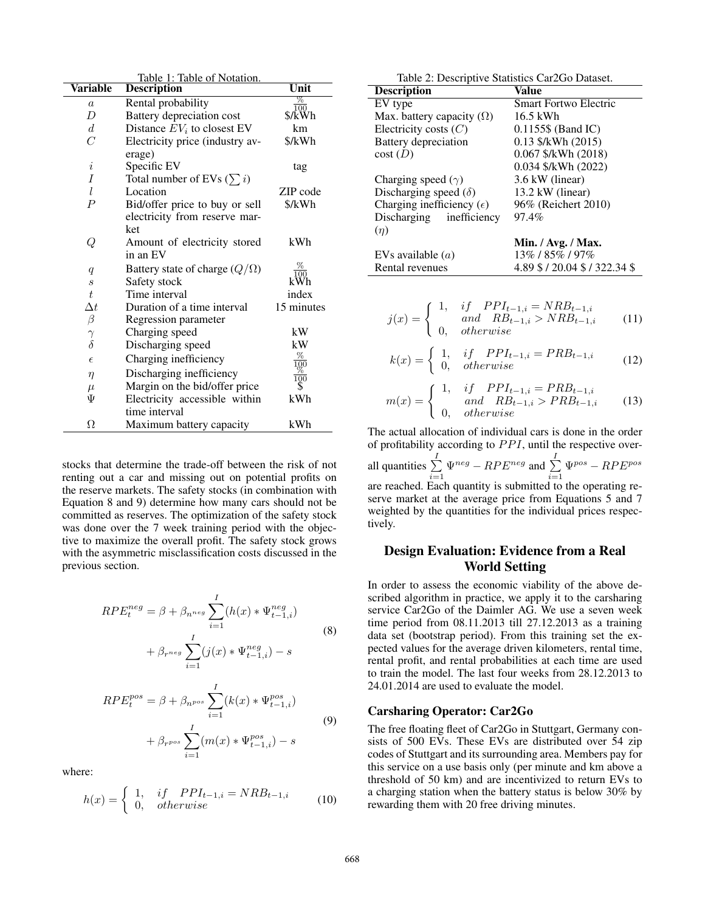Table 1: Table of Notation.

| Variable | Description | Unit |
|---|---|---|
| $a$ | Rental probability | $\frac{\%}{100}$ |
| $D$ | Battery depreciation cost | \$/kWh |
| $d$ | Distance $EV_i$ to closest EV | km |
| $C$ | Electricity price (industry average) | \$/kWh |
| $i$ | Specific EV | tag |
| $I$ | Total number of EVs ($\sum i$) | |
| $l$ | Location | ZIP code |
| $P$ | Bid/offer price to buy or sell electricity from reserve market | \$/kWh |
| $Q$ | Amount of electricity stored in an EV | kWh |
| $q$ | Battery state of charge ($Q/\Omega$) | $\frac{\%}{100}$ |
| $s$ | Safety stock | kWh |
| $t$ | Time interval | index |
| $\Delta t$ | Duration of a time interval | 15 minutes |
| $\beta$ | Regression parameter | |
| $\gamma$ | Charging speed | kW |
| $\delta$ | Discharging speed | kW |
| $\epsilon$ | Charging inefficiency | $\frac{\%}{100}$ |
| $\eta$ | Discharging inefficiency | $\frac{\%}{100}$ |
| $\mu$ | Margin on the bid/offer price | \$ |
| $\Psi$ | Electricity accessible within time interval | kWh |
| $\Omega$ | Maximum battery capacity | kWh |

stocks that determine the trade-off between the risk of not renting out a car and missing out on potential profits on the reserve markets. The safety stocks (in combination with Equation 8 and 9) determine how many cars should not be committed as reserves. The optimization of the safety stock was done over the 7 week training period with the objective to maximize the overall profit. The safety stock grows with the asymmetric misclassification costs discussed in the previous section.

$$RPE_t^{neg} = \beta + \beta_{n^{neg}} \sum_{i=1}^{I} (h(x) * \Psi_{t-1,i}^{neg}) + \beta_{r^{neg}} \sum_{i=1}^{I} (j(x) * \Psi_{t-1,i}^{neg}) - s \tag{8}$$

$$RPE_t^{pos} = \beta + \beta_{n^{pos}} \sum_{i=1}^{I} (k(x) * \Psi_{t-1,i}^{pos}) + \beta_{r^{pos}} \sum_{i=1}^{I} (m(x) * \Psi_{t-1,i}^{pos}) - s \tag{9}$$

where:

$$h(x) = \begin{cases} 1, & if \quad PPI_{t-1,i} = NRB_{t-1,i} \\ 0, & otherwise \end{cases} \tag{10}$$

Table 2: Descriptive Statistics Car2Go Dataset.

| Description | Value |
|---|---|
| EV type | Smart Fortwo Electric |
| Max. battery capacity ($\Omega$) | 16.5 kWh |
| Electricity costs ($C$) | 0.1155\$ (Band IC) |
| Battery depreciation cost ($D$) | 0.13 \$/kWh (2015) |
| | 0.067 \$/kWh (2018) |
| | 0.034 \$/kWh (2022) |
| Charging speed ($\gamma$) | 3.6 kW (linear) |
| Discharging speed ($\delta$) | 13.2 kW (linear) |
| Charging inefficiency ($\epsilon$) | 96% (Reichert 2010) |
| Discharging inefficiency ($\eta$) | 97.4% |
| | **Min. / Avg. / Max.** |
| EVs available ($a$) | 13% / 85% / 97% |
| Rental revenues | 4.89 \$ / 20.04 \$ / 322.34 \$ |

$$j(x) = \begin{cases} 1, & if \quad PPI_{t-1,i} = NRB_{t-1,i} \\ & and \quad RB_{t-1,i} > NRB_{t-1,i} \\ 0, & otherwise \end{cases} \tag{11}$$

$$k(x) = \begin{cases} 1, & if \quad PPI_{t-1,i} = PRB_{t-1,i} \\ 0, & otherwise \end{cases} \tag{12}$$

$$m(x) = \begin{cases} 1, & if \quad PPI_{t-1,i} = PRB_{t-1,i} \\ & and \quad RB_{t-1,i} > PRB_{t-1,i} \\ 0, & otherwise \end{cases} \tag{13}$$

The actual allocation of individual cars is done in the order of profitability according to $PPI$, until the respective overall quantities $\sum_{i=1}^{I} \Psi^{neg} - RPE^{neg}$ and $\sum_{i=1}^{I} \Psi^{pos} - RPE^{pos}$ are reached. Each quantity is submitted to the operating reserve market at the average price from Equations 5 and 7 weighted by the quantities for the individual prices respectively.

## Design Evaluation: Evidence from a Real World Setting

In order to assess the economic viability of the above described algorithm in practice, we apply it to the carsharing service Car2Go of the Daimler AG. We use a seven week time period from 08.11.2013 till 27.12.2013 as a training data set (bootstrap period). From this training set the expected values for the average driven kilometers, rental time, rental profit, and rental probabilities at each time are used to train the model. The last four weeks from 28.12.2013 to 24.01.2014 are used to evaluate the model.

### Carsharing Operator: Car2Go

The free floating fleet of Car2Go in Stuttgart, Germany consists of 500 EVs. These EVs are distributed over 54 zip codes of Stuttgart and its surrounding area. Members pay for this service on a use basis only (per minute and km above a threshold of 50 km) and are incentivized to return EVs to a charging station when the battery status is below 30% by rewarding them with 20 free driving minutes.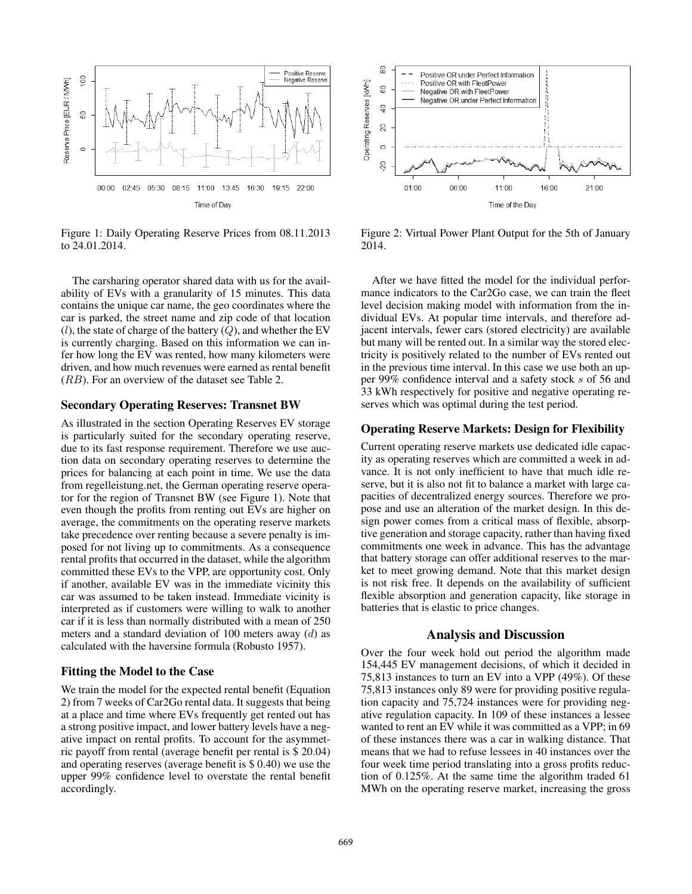Figure 1: Daily Operating Reserve Prices from 08.11.2013 to 24.01.2014.

Figure 2: Virtual Power Plant Output for the 5th of January 2014.

The carsharing operator shared data with us for the availability of EVs with a granularity of 15 minutes. This data contains the unique car name, the geo coordinates where the car is parked, the street name and zip code of that location ($l$), the state of charge of the battery ($Q$), and whether the EV is currently charging. Based on this information we can infer how long the EV was rented, how many kilometers were driven, and how much revenues were earned as rental benefit ($RB$). For an overview of the dataset see Table 2.

### Secondary Operating Reserves: Transnet BW

As illustrated in the section Operating Reserves EV storage is particularly suited for the secondary operating reserve, due to its fast response requirement. Therefore we use auction data on secondary operating reserves to determine the prices for balancing at each point in time. We use the data from regelleistung.net, the German operating reserve operator for the region of Transnet BW (see Figure 1). Note that even though the profits from renting out EVs are higher on average, the commitments on the operating reserve markets take precedence over renting because a severe penalty is imposed for not living up to commitments. As a consequence rental profits that occurred in the dataset, while the algorithm committed these EVs to the VPP, are opportunity cost. Only if another, available EV was in the immediate vicinity this car was assumed to be taken instead. Immediate vicinity is interpreted as if customers were willing to walk to another car if it is less than normally distributed with a mean of 250 meters and a standard deviation of 100 meters away ($d$) as calculated with the haversine formula (Robusto 1957).

### Fitting the Model to the Case

We train the model for the expected rental benefit (Equation 2) from 7 weeks of Car2Go rental data. It suggests that being at a place and time where EVs frequently get rented out has a strong positive impact, and lower battery levels have a negative impact on rental profits. To account for the asymmetric payoff from rental (average benefit per rental is \$ 20.04) and operating reserves (average benefit is \$ 0.40) we use the upper 99% confidence level to overstate the rental benefit accordingly.

After we have fitted the model for the individual performance indicators to the Car2Go case, we can train the fleet level decision making model with information from the individual EVs. At popular time intervals, and therefore adjacent intervals, fewer cars (stored electricity) are available but many will be rented out. In a similar way the stored electricity is positively related to the number of EVs rented out in the previous time interval. In this case we use both an upper 99% confidence interval and a safety stock $s$ of 56 and 33 kWh respectively for positive and negative operating reserves which was optimal during the test period.

### Operating Reserve Markets: Design for Flexibility

Current operating reserve markets use dedicated idle capacity as operating reserves which are committed a week in advance. It is not only inefficient to have that much idle reserve, but it is also not fit to balance a market with large capacities of decentralized energy sources. Therefore we propose and use an alteration of the market design. In this design power comes from a critical mass of flexible, absorptive generation and storage capacity, rather than having fixed commitments one week in advance. This has the advantage that battery storage can offer additional reserves to the market to meet growing demand. Note that this market design is not risk free. It depends on the availability of sufficient flexible absorption and generation capacity, like storage in batteries that is elastic to price changes.

## Analysis and Discussion

Over the four week hold out period the algorithm made 154,445 EV management decisions, of which it decided in 75,813 instances to turn an EV into a VPP (49%). Of these 75,813 instances only 89 were for providing positive regulation capacity and 75,724 instances were for providing negative regulation capacity. In 109 of these instances a lessee wanted to rent an EV while it was committed as a VPP; in 69 of these instances there was a car in walking distance. That means that we had to refuse lessees in 40 instances over the four week time period translating into a gross profits reduction of 0.125%. At the same time the algorithm traded 61 MWh on the operating reserve market, increasing the gross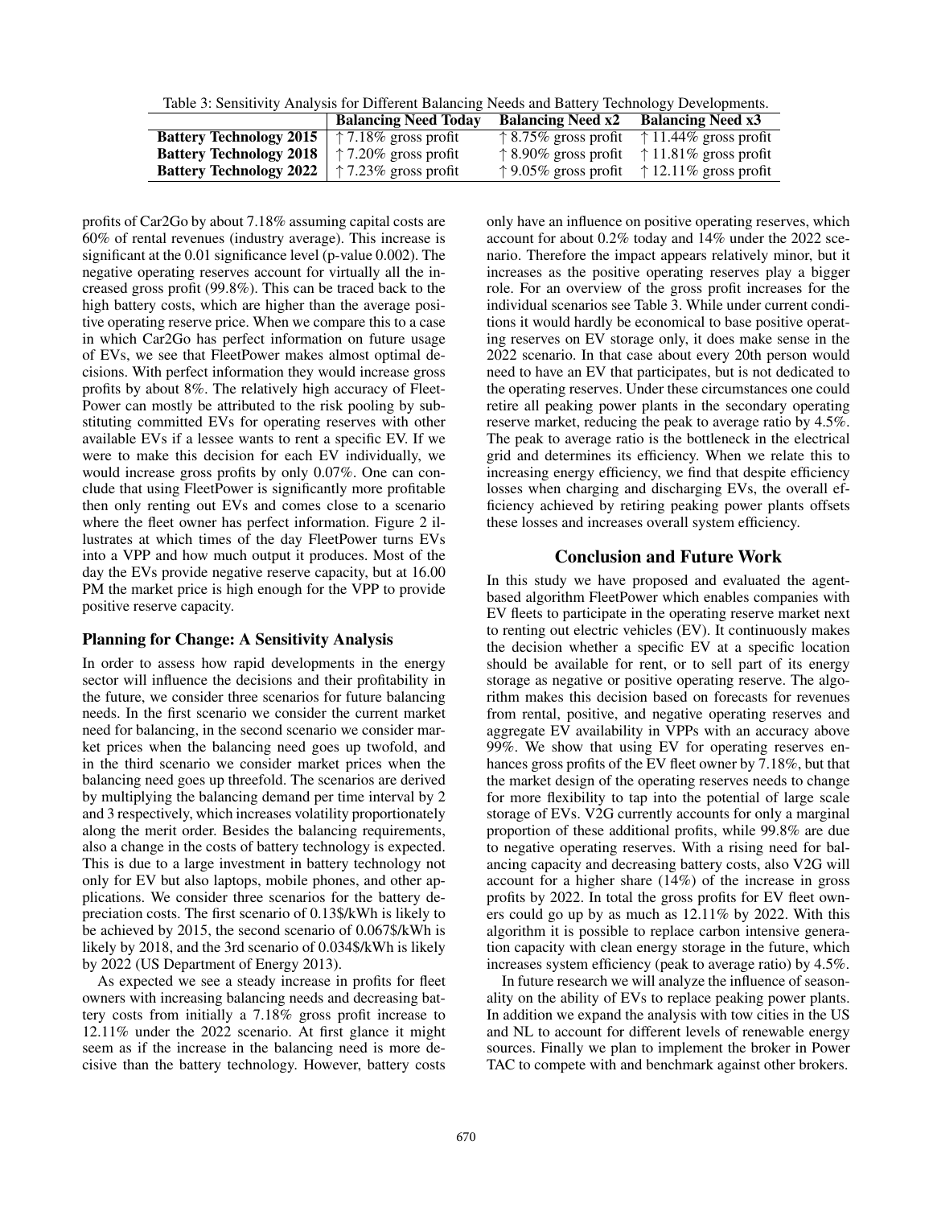Table 3: Sensitivity Analysis for Different Balancing Needs and Battery Technology Developments.

| | **Balancing Need Today** | **Balancing Need x2** | **Balancing Need x3** |
|---|---|---|---|
| **Battery Technology 2015** | ↑ 7.18% gross profit | ↑ 8.75% gross profit | ↑ 11.44% gross profit |
| **Battery Technology 2018** | ↑ 7.20% gross profit | ↑ 8.90% gross profit | ↑ 11.81% gross profit |
| **Battery Technology 2022** | ↑ 7.23% gross profit | ↑ 9.05% gross profit | ↑ 12.11% gross profit |

profits of Car2Go by about 7.18% assuming capital costs are 60% of rental revenues (industry average). This increase is significant at the 0.01 significance level (p-value 0.002). The negative operating reserves account for virtually all the increased gross profit (99.8%). This can be traced back to the high battery costs, which are higher than the average positive operating reserve price. When we compare this to a case in which Car2Go has perfect information on future usage of EVs, we see that FleetPower makes almost optimal decisions. With perfect information they would increase gross profits by about 8%. The relatively high accuracy of FleetPower can mostly be attributed to the risk pooling by substituting committed EVs for operating reserves with other available EVs if a lessee wants to rent a specific EV. If we were to make this decision for each EV individually, we would increase gross profits by only 0.07%. One can conclude that using FleetPower is significantly more profitable then only renting out EVs and comes close to a scenario where the fleet owner has perfect information. Figure 2 illustrates at which times of the day FleetPower turns EVs into a VPP and how much output it produces. Most of the day the EVs provide negative reserve capacity, but at 16.00 PM the market price is high enough for the VPP to provide positive reserve capacity.

### Planning for Change: A Sensitivity Analysis

In order to assess how rapid developments in the energy sector will influence the decisions and their profitability in the future, we consider three scenarios for future balancing needs. In the first scenario we consider the current market need for balancing, in the second scenario we consider market prices when the balancing need goes up twofold, and in the third scenario we consider market prices when the balancing need goes up threefold. The scenarios are derived by multiplying the balancing demand per time interval by 2 and 3 respectively, which increases volatility proportionately along the merit order. Besides the balancing requirements, also a change in the costs of battery technology is expected. This is due to a large investment in battery technology not only for EV but also laptops, mobile phones, and other applications. We consider three scenarios for the battery depreciation costs. The first scenario of 0.13$/kWh is likely to be achieved by 2015, the second scenario of 0.067$/kWh is likely by 2018, and the 3rd scenario of 0.034$/kWh is likely by 2022 (US Department of Energy 2013).

As expected we see a steady increase in profits for fleet owners with increasing balancing needs and decreasing battery costs from initially a 7.18% gross profit increase to 12.11% under the 2022 scenario. At first glance it might seem as if the increase in the balancing need is more decisive than the battery technology. However, battery costs only have an influence on positive operating reserves, which account for about 0.2% today and 14% under the 2022 scenario. Therefore the impact appears relatively minor, but it increases as the positive operating reserves play a bigger role. For an overview of the gross profit increases for the individual scenarios see Table 3. While under current conditions it would hardly be economical to base positive operating reserves on EV storage only, it does make sense in the 2022 scenario. In that case about every 20th person would need to have an EV that participates, but is not dedicated to the operating reserves. Under these circumstances one could retire all peaking power plants in the secondary operating reserve market, reducing the peak to average ratio by 4.5%. The peak to average ratio is the bottleneck in the electrical grid and determines its efficiency. When we relate this to increasing energy efficiency, we find that despite efficiency losses when charging and discharging EVs, the overall efficiency achieved by retiring peaking power plants offsets these losses and increases overall system efficiency.

## Conclusion and Future Work

In this study we have proposed and evaluated the agent-based algorithm FleetPower which enables companies with EV fleets to participate in the operating reserve market next to renting out electric vehicles (EV). It continuously makes the decision whether a specific EV at a specific location should be available for rent, or to sell part of its energy storage as negative or positive operating reserve. The algorithm makes this decision based on forecasts for revenues from rental, positive, and negative operating reserves and aggregate EV availability in VPPs with an accuracy above 99%. We show that using EV for operating reserves enhances gross profits of the EV fleet owner by 7.18%, but that the market design of the operating reserves needs to change for more flexibility to tap into the potential of large scale storage of EVs. V2G currently accounts for only a marginal proportion of these additional profits, while 99.8% are due to negative operating reserves. With a rising need for balancing capacity and decreasing battery costs, also V2G will account for a higher share (14%) of the increase in gross profits by 2022. In total the gross profits for EV fleet owners could go up by as much as 12.11% by 2022. With this algorithm it is possible to replace carbon intensive generation capacity with clean energy storage in the future, which increases system efficiency (peak to average ratio) by 4.5%.

In future research we will analyze the influence of seasonality on the ability of EVs to replace peaking power plants. In addition we expand the analysis with tow cities in the US and NL to account for different levels of renewable energy sources. Finally we plan to implement the broker in Power TAC to compete with and benchmark against other brokers.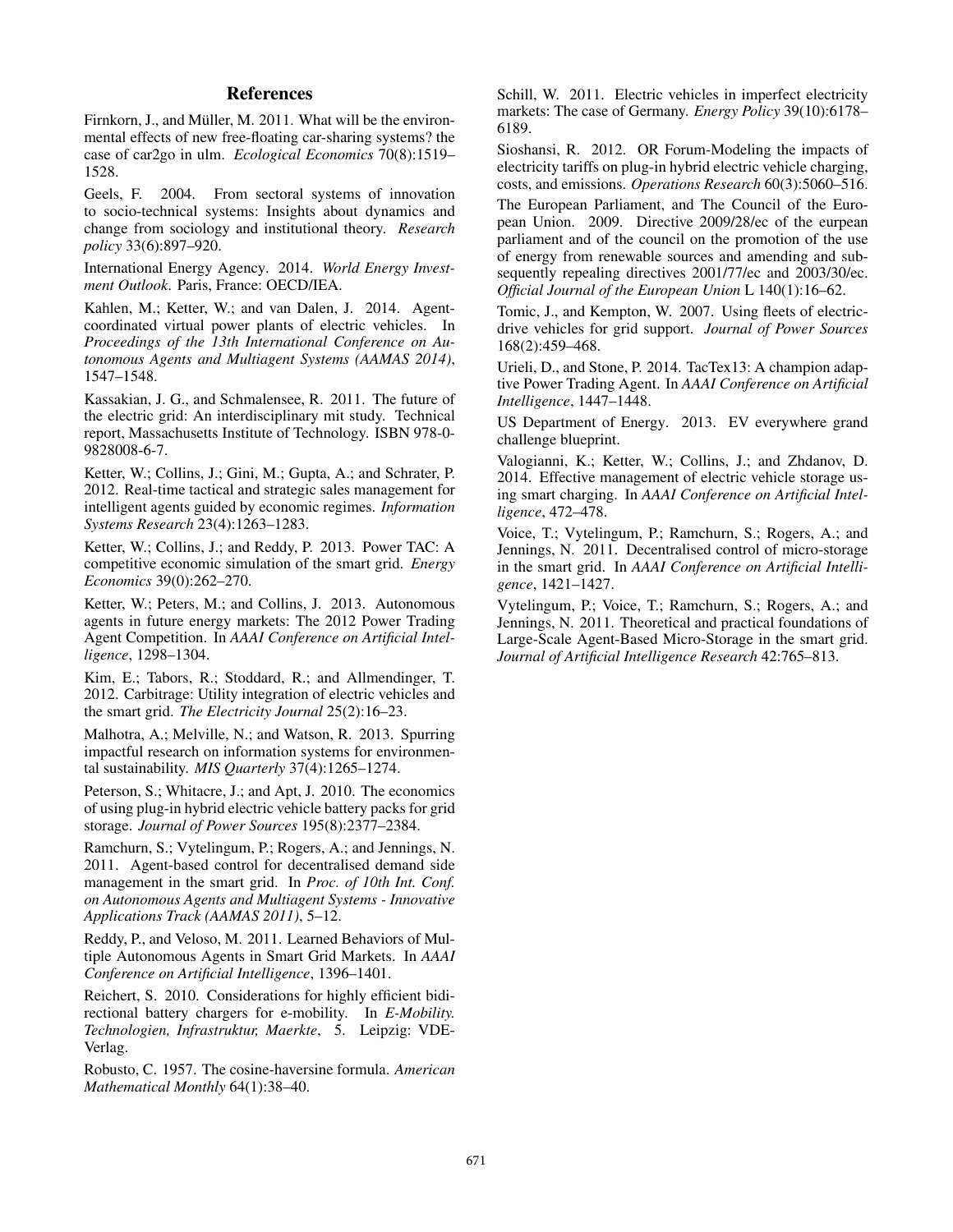## References

Firnkorn, J., and Müller, M. 2011. What will be the environmental effects of new free-floating car-sharing systems? the case of car2go in ulm. *Ecological Economics* 70(8):1519–1528.

Geels, F. 2004. From sectoral systems of innovation to socio-technical systems: Insights about dynamics and change from sociology and institutional theory. *Research policy* 33(6):897–920.

International Energy Agency. 2014. *World Energy Investment Outlook*. Paris, France: OECD/IEA.

Kahlen, M.; Ketter, W.; and van Dalen, J. 2014. Agent-coordinated virtual power plants of electric vehicles. In *Proceedings of the 13th International Conference on Autonomous Agents and Multiagent Systems (AAMAS 2014)*, 1547–1548.

Kassakian, J. G., and Schmalensee, R. 2011. The future of the electric grid: An interdisciplinary mit study. Technical report, Massachusetts Institute of Technology. ISBN 978-0-9828008-6-7.

Ketter, W.; Collins, J.; Gini, M.; Gupta, A.; and Schrater, P. 2012. Real-time tactical and strategic sales management for intelligent agents guided by economic regimes. *Information Systems Research* 23(4):1263–1283.

Ketter, W.; Collins, J.; and Reddy, P. 2013. Power TAC: A competitive economic simulation of the smart grid. *Energy Economics* 39(0):262–270.

Ketter, W.; Peters, M.; and Collins, J. 2013. Autonomous agents in future energy markets: The 2012 Power Trading Agent Competition. In *AAAI Conference on Artificial Intelligence*, 1298–1304.

Kim, E.; Tabors, R.; Stoddard, R.; and Allmendinger, T. 2012. Carbitrage: Utility integration of electric vehicles and the smart grid. *The Electricity Journal* 25(2):16–23.

Malhotra, A.; Melville, N.; and Watson, R. 2013. Spurring impactful research on information systems for environmental sustainability. *MIS Quarterly* 37(4):1265–1274.

Peterson, S.; Whitacre, J.; and Apt, J. 2010. The economics of using plug-in hybrid electric vehicle battery packs for grid storage. *Journal of Power Sources* 195(8):2377–2384.

Ramchurn, S.; Vytelingum, P.; Rogers, A.; and Jennings, N. 2011. Agent-based control for decentralised demand side management in the smart grid. In *Proc. of 10th Int. Conf. on Autonomous Agents and Multiagent Systems - Innovative Applications Track (AAMAS 2011)*, 5–12.

Reddy, P., and Veloso, M. 2011. Learned Behaviors of Multiple Autonomous Agents in Smart Grid Markets. In *AAAI Conference on Artificial Intelligence*, 1396–1401.

Reichert, S. 2010. Considerations for highly efficient bidirectional battery chargers for e-mobility. In *E-Mobility. Technologien, Infrastruktur, Maerkte*, 5. Leipzig: VDE-Verlag.

Robusto, C. 1957. The cosine-haversine formula. *American Mathematical Monthly* 64(1):38–40.

Schill, W. 2011. Electric vehicles in imperfect electricity markets: The case of Germany. *Energy Policy* 39(10):6178–6189.

Sioshansi, R. 2012. OR Forum-Modeling the impacts of electricity tariffs on plug-in hybrid electric vehicle charging, costs, and emissions. *Operations Research* 60(3):5060–516.

The European Parliament, and The Council of the European Union. 2009. Directive 2009/28/ec of the eurpean parliament and of the council on the promotion of the use of energy from renewable sources and amending and subsequently repealing directives 2001/77/ec and 2003/30/ec. *Official Journal of the European Union* L 140(1):16–62.

Tomic, J., and Kempton, W. 2007. Using fleets of electric-drive vehicles for grid support. *Journal of Power Sources* 168(2):459–468.

Urieli, D., and Stone, P. 2014. TacTex13: A champion adaptive Power Trading Agent. In *AAAI Conference on Artificial Intelligence*, 1447–1448.

US Department of Energy. 2013. EV everywhere grand challenge blueprint.

Valogianni, K.; Ketter, W.; Collins, J.; and Zhdanov, D. 2014. Effective management of electric vehicle storage using smart charging. In *AAAI Conference on Artificial Intelligence*, 472–478.

Voice, T.; Vytelingum, P.; Ramchurn, S.; Rogers, A.; and Jennings, N. 2011. Decentralised control of micro-storage in the smart grid. In *AAAI Conference on Artificial Intelligence*, 1421–1427.

Vytelingum, P.; Voice, T.; Ramchurn, S.; Rogers, A.; and Jennings, N. 2011. Theoretical and practical foundations of Large-Scale Agent-Based Micro-Storage in the smart grid. *Journal of Artificial Intelligence Research* 42:765–813.